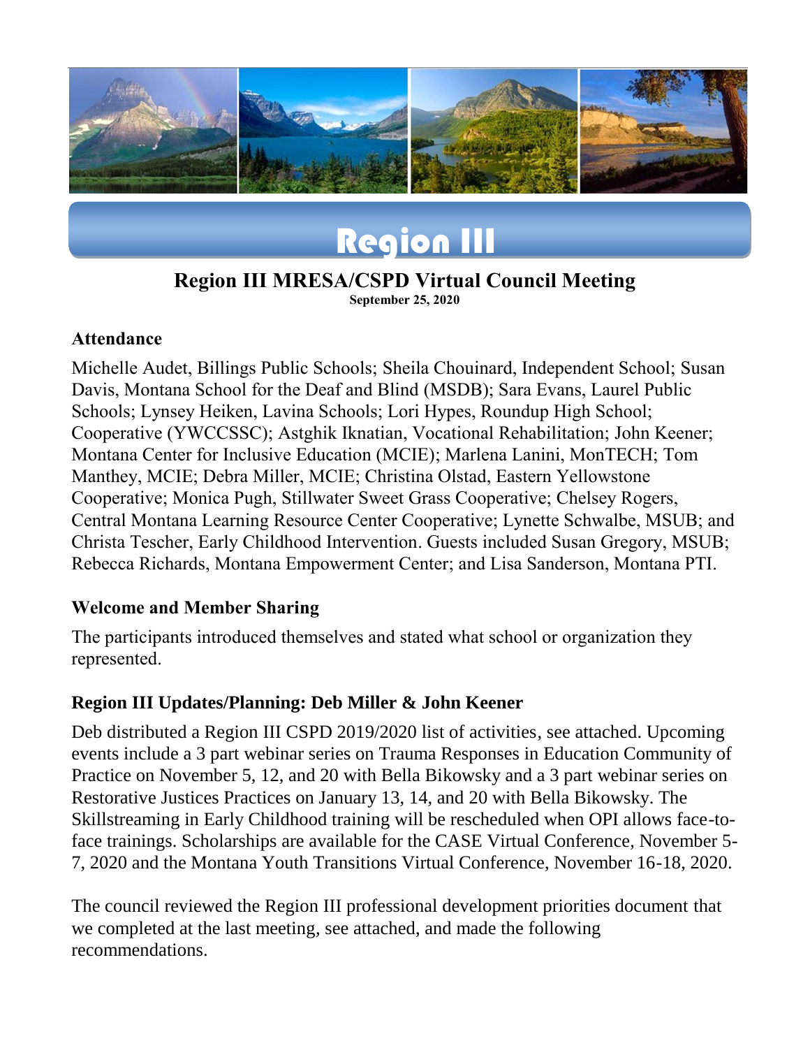# Region III

## Region III MRESA/CSPD Virtual Council Meeting

**September 25, 2020**

### Attendance

Michelle Audet, Billings Public Schools; Sheila Chouinard, Independent School; Susan Davis, Montana School for the Deaf and Blind (MSDB); Sara Evans, Laurel Public Schools; Lynsey Heiken, Lavina Schools; Lori Hypes, Roundup High School; Cooperative (YWCCSSC); Astghik Iknatian, Vocational Rehabilitation; John Keener; Montana Center for Inclusive Education (MCIE); Marlena Lanini, MonTECH; Tom Manthey, MCIE; Debra Miller, MCIE; Christina Olstad, Eastern Yellowstone Cooperative; Monica Pugh, Stillwater Sweet Grass Cooperative; Chelsey Rogers, Central Montana Learning Resource Center Cooperative; Lynette Schwalbe, MSUB; and Christa Tescher, Early Childhood Intervention. Guests included Susan Gregory, MSUB; Rebecca Richards, Montana Empowerment Center; and Lisa Sanderson, Montana PTI.

### Welcome and Member Sharing

The participants introduced themselves and stated what school or organization they represented.

### Region III Updates/Planning: Deb Miller & John Keener

Deb distributed a Region III CSPD 2019/2020 list of activities, see attached. Upcoming events include a 3 part webinar series on Trauma Responses in Education Community of Practice on November 5, 12, and 20 with Bella Bikowsky and a 3 part webinar series on Restorative Justices Practices on January 13, 14, and 20 with Bella Bikowsky. The Skillstreaming in Early Childhood training will be rescheduled when OPI allows face-to-face trainings. Scholarships are available for the CASE Virtual Conference, November 5-7, 2020 and the Montana Youth Transitions Virtual Conference, November 16-18, 2020.

The council reviewed the Region III professional development priorities document that we completed at the last meeting, see attached, and made the following recommendations.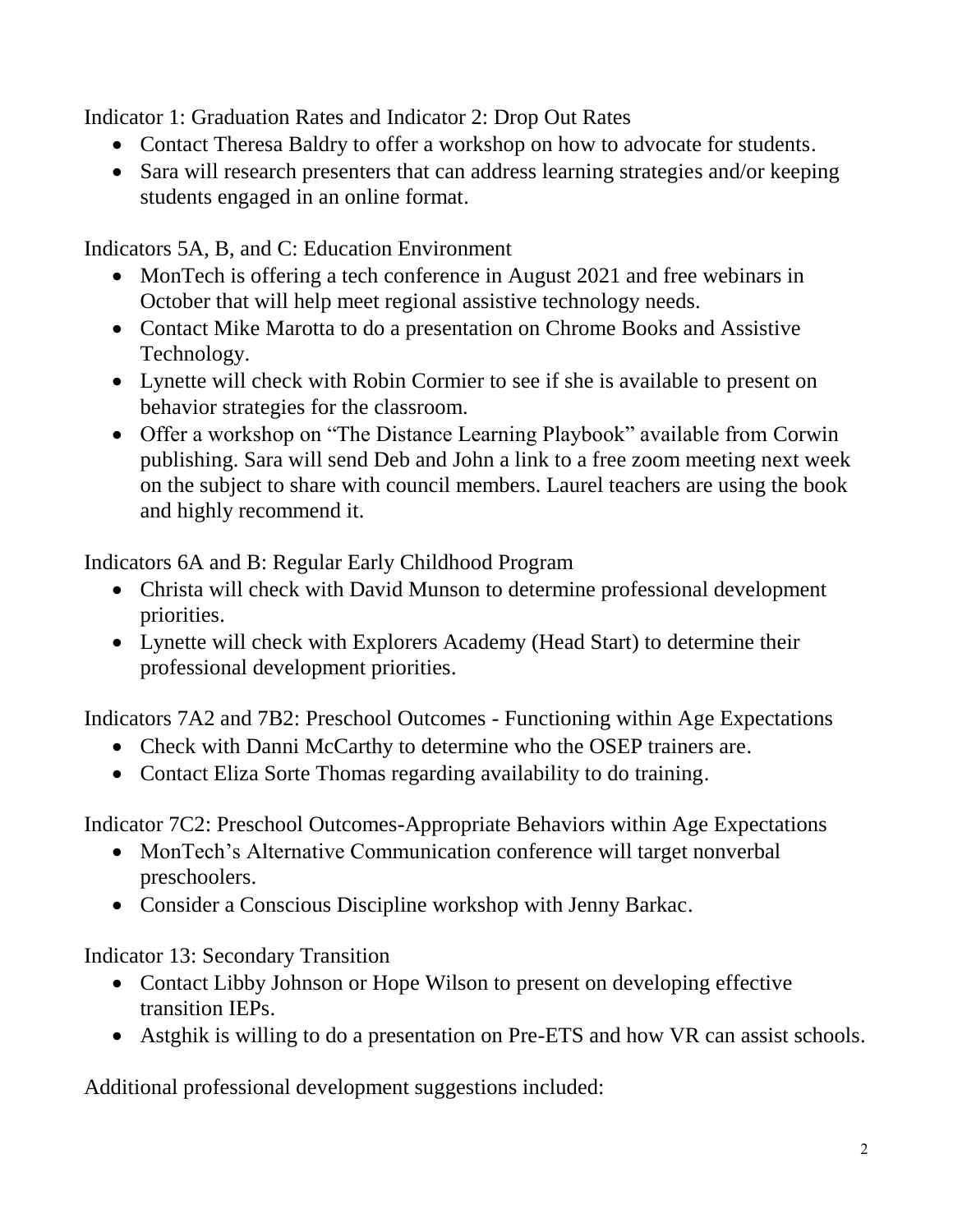Indicator 1: Graduation Rates and Indicator 2: Drop Out Rates

- Contact Theresa Baldry to offer a workshop on how to advocate for students.
- Sara will research presenters that can address learning strategies and/or keeping students engaged in an online format.

Indicators 5A, B, and C: Education Environment

- MonTech is offering a tech conference in August 2021 and free webinars in October that will help meet regional assistive technology needs.
- Contact Mike Marotta to do a presentation on Chrome Books and Assistive Technology.
- Lynette will check with Robin Cormier to see if she is available to present on behavior strategies for the classroom.
- Offer a workshop on "The Distance Learning Playbook" available from Corwin publishing. Sara will send Deb and John a link to a free zoom meeting next week on the subject to share with council members. Laurel teachers are using the book and highly recommend it.

Indicators 6A and B: Regular Early Childhood Program

- Christa will check with David Munson to determine professional development priorities.
- Lynette will check with Explorers Academy (Head Start) to determine their professional development priorities.

Indicators 7A2 and 7B2: Preschool Outcomes - Functioning within Age Expectations

- Check with Danni McCarthy to determine who the OSEP trainers are.
- Contact Eliza Sorte Thomas regarding availability to do training.

Indicator 7C2: Preschool Outcomes-Appropriate Behaviors within Age Expectations

- MonTech's Alternative Communication conference will target nonverbal preschoolers.
- Consider a Conscious Discipline workshop with Jenny Barkac.

Indicator 13: Secondary Transition

- Contact Libby Johnson or Hope Wilson to present on developing effective transition IEPs.
- Astghik is willing to do a presentation on Pre-ETS and how VR can assist schools.

Additional professional development suggestions included: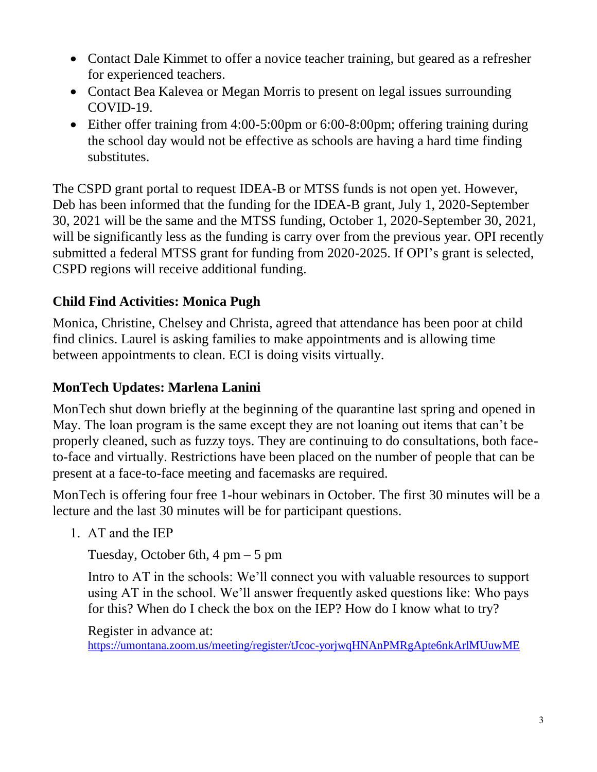- Contact Dale Kimmet to offer a novice teacher training, but geared as a refresher for experienced teachers.
- Contact Bea Kalevea or Megan Morris to present on legal issues surrounding COVID-19.
- Either offer training from 4:00-5:00pm or 6:00-8:00pm; offering training during the school day would not be effective as schools are having a hard time finding substitutes.

The CSPD grant portal to request IDEA-B or MTSS funds is not open yet. However, Deb has been informed that the funding for the IDEA-B grant, July 1, 2020-September 30, 2021 will be the same and the MTSS funding, October 1, 2020-September 30, 2021, will be significantly less as the funding is carry over from the previous year. OPI recently submitted a federal MTSS grant for funding from 2020-2025. If OPI's grant is selected, CSPD regions will receive additional funding.

**Child Find Activities: Monica Pugh**

Monica, Christine, Chelsey and Christa, agreed that attendance has been poor at child find clinics. Laurel is asking families to make appointments and is allowing time between appointments to clean. ECI is doing visits virtually.

**MonTech Updates: Marlena Lanini**

MonTech shut down briefly at the beginning of the quarantine last spring and opened in May. The loan program is the same except they are not loaning out items that can't be properly cleaned, such as fuzzy toys. They are continuing to do consultations, both face-to-face and virtually. Restrictions have been placed on the number of people that can be present at a face-to-face meeting and facemasks are required.

MonTech is offering four free 1-hour webinars in October. The first 30 minutes will be a lecture and the last 30 minutes will be for participant questions.

1. AT and the IEP

   Tuesday, October 6th, 4 pm – 5 pm

   Intro to AT in the schools: We'll connect you with valuable resources to support using AT in the school. We'll answer frequently asked questions like: Who pays for this? When do I check the box on the IEP? How do I know what to try?

   Register in advance at:
   https://umontana.zoom.us/meeting/register/tJcoc-yorjwqHNAnPMRgApte6nkArlMUuwME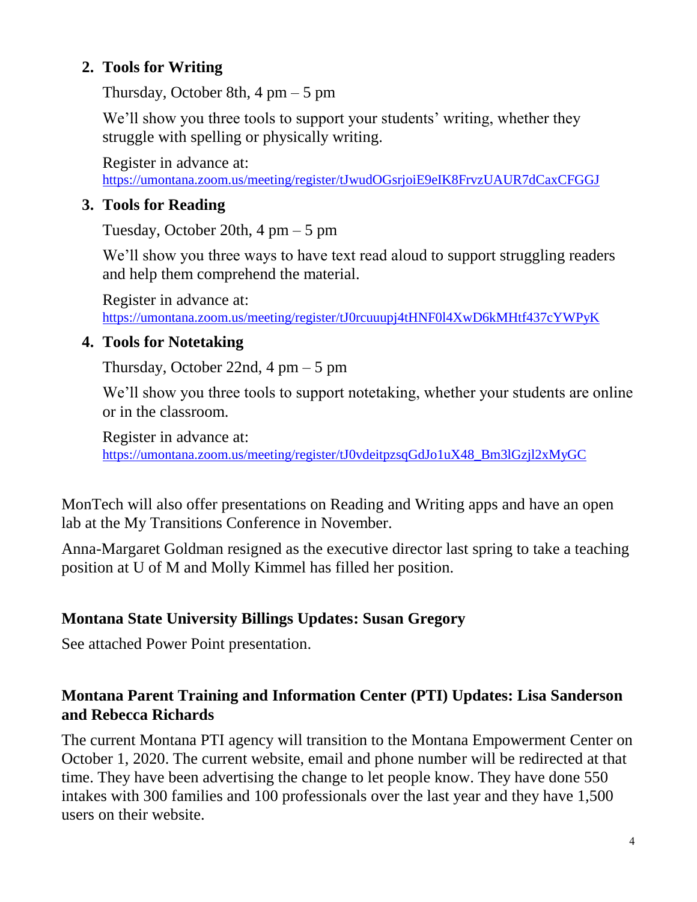2. **Tools for Writing**

   Thursday, October 8th, 4 pm – 5 pm

   We'll show you three tools to support your students' writing, whether they struggle with spelling or physically writing.

   Register in advance at:
   https://umontana.zoom.us/meeting/register/tJwudOGsrjoiE9eIK8FrvzUAUR7dCaxCFGGJ

3. **Tools for Reading**

   Tuesday, October 20th, 4 pm – 5 pm

   We'll show you three ways to have text read aloud to support struggling readers and help them comprehend the material.

   Register in advance at:
   https://umontana.zoom.us/meeting/register/tJ0rcuuupj4tHNF0l4XwD6kMHtf437cYWPyK

4. **Tools for Notetaking**

   Thursday, October 22nd, 4 pm – 5 pm

   We'll show you three tools to support notetaking, whether your students are online or in the classroom.

   Register in advance at:
   https://umontana.zoom.us/meeting/register/tJ0vdeitpzsqGdJo1uX48_Bm3lGzjl2xMyGC

MonTech will also offer presentations on Reading and Writing apps and have an open lab at the My Transitions Conference in November.

Anna-Margaret Goldman resigned as the executive director last spring to take a teaching position at U of M and Molly Kimmel has filled her position.

**Montana State University Billings Updates: Susan Gregory**

See attached Power Point presentation.

**Montana Parent Training and Information Center (PTI) Updates: Lisa Sanderson and Rebecca Richards**

The current Montana PTI agency will transition to the Montana Empowerment Center on October 1, 2020. The current website, email and phone number will be redirected at that time. They have been advertising the change to let people know. They have done 550 intakes with 300 families and 100 professionals over the last year and they have 1,500 users on their website.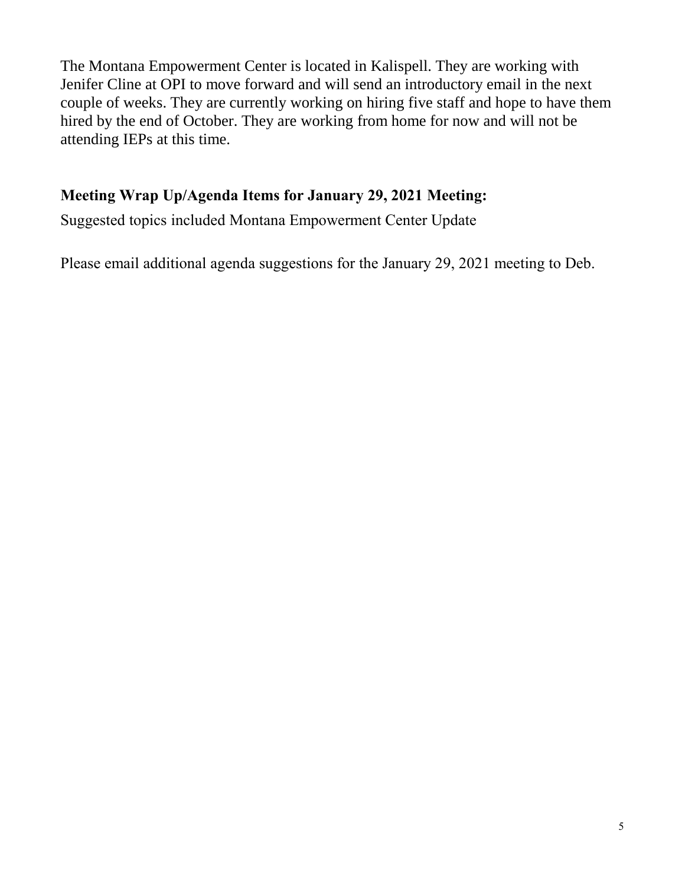The Montana Empowerment Center is located in Kalispell. They are working with Jenifer Cline at OPI to move forward and will send an introductory email in the next couple of weeks. They are currently working on hiring five staff and hope to have them hired by the end of October. They are working from home for now and will not be attending IEPs at this time.

## Meeting Wrap Up/Agenda Items for January 29, 2021 Meeting:

Suggested topics included Montana Empowerment Center Update

Please email additional agenda suggestions for the January 29, 2021 meeting to Deb.